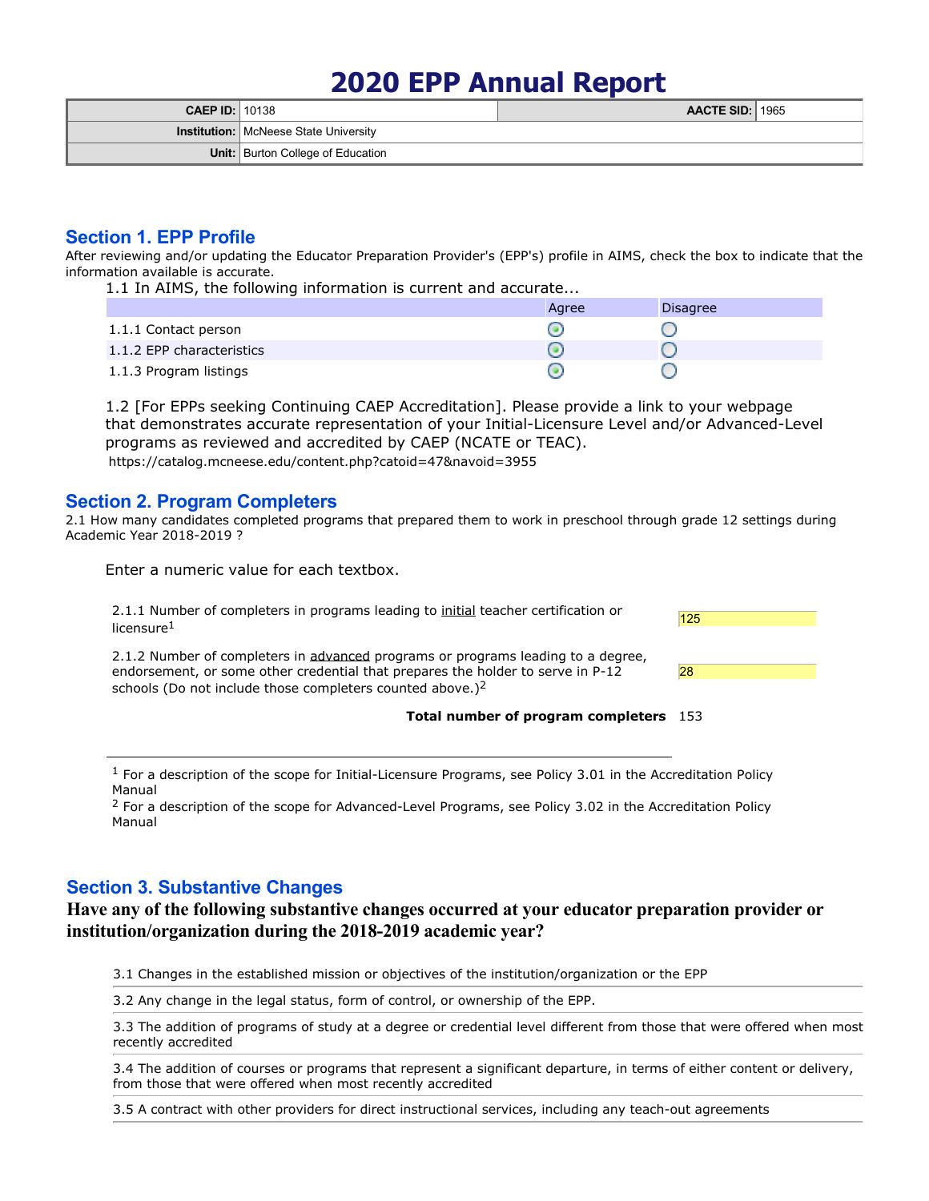# 2020 EPP Annual Report

| | | | |
|---|---|---|---|
| **CAEP ID:** | 10138 | **AACTE SID:** | 1965 |
| **Institution:** | McNeese State University | | |
| **Unit:** | Burton College of Education | | |

## Section 1. EPP Profile

After reviewing and/or updating the Educator Preparation Provider's (EPP's) profile in AIMS, check the box to indicate that the information available is accurate.

1.1 In AIMS, the following information is current and accurate...

| | Agree | Disagree |
|---|---|---|
| 1.1.1 Contact person | ● | ○ |
| 1.1.2 EPP characteristics | ● | ○ |
| 1.1.3 Program listings | ● | ○ |

1.2 [For EPPs seeking Continuing CAEP Accreditation]. Please provide a link to your webpage that demonstrates accurate representation of your Initial-Licensure Level and/or Advanced-Level programs as reviewed and accredited by CAEP (NCATE or TEAC).

https://catalog.mcneese.edu/content.php?catoid=47&navoid=3955

## Section 2. Program Completers

2.1 How many candidates completed programs that prepared them to work in preschool through grade 12 settings during Academic Year 2018-2019 ?

Enter a numeric value for each textbox.

| | |
|---|---|
| 2.1.1 Number of completers in programs leading to initial teacher certification or licensure[1] | 125 |
| 2.1.2 Number of completers in advanced programs or programs leading to a degree, endorsement, or some other credential that prepares the holder to serve in P-12 schools (Do not include those completers counted above.)[2] | 28 |
| **Total number of program completers** | 153 |

---

[1] For a description of the scope for Initial-Licensure Programs, see Policy 3.01 in the Accreditation Policy Manual

[2] For a description of the scope for Advanced-Level Programs, see Policy 3.02 in the Accreditation Policy Manual

## Section 3. Substantive Changes

**Have any of the following substantive changes occurred at your educator preparation provider or institution/organization during the 2018-2019 academic year?**

3.1 Changes in the established mission or objectives of the institution/organization or the EPP

3.2 Any change in the legal status, form of control, or ownership of the EPP.

3.3 The addition of programs of study at a degree or credential level different from those that were offered when most recently accredited

3.4 The addition of courses or programs that represent a significant departure, in terms of either content or delivery, from those that were offered when most recently accredited

3.5 A contract with other providers for direct instructional services, including any teach-out agreements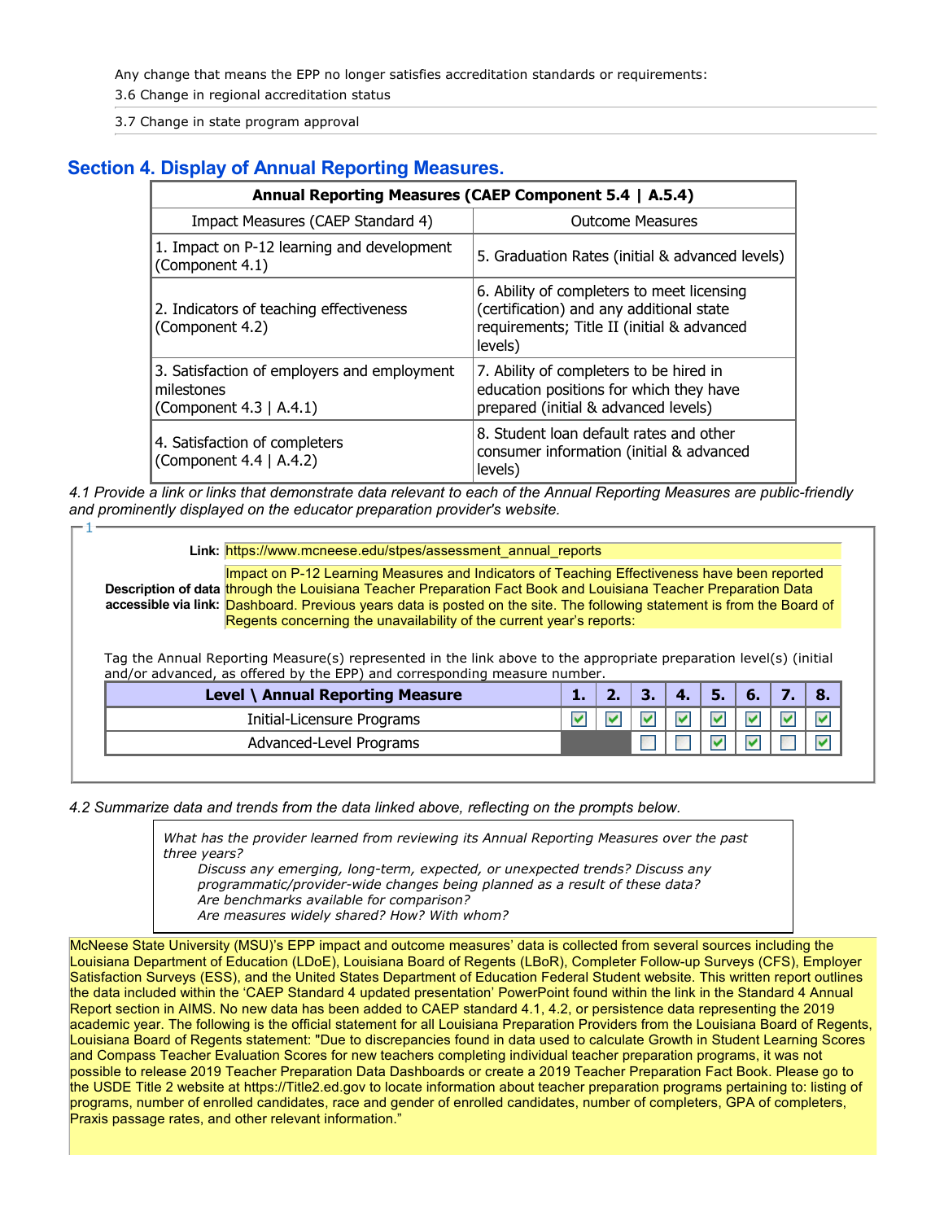Any change that means the EPP no longer satisfies accreditation standards or requirements:

3.6 Change in regional accreditation status

3.7 Change in state program approval

## Section 4. Display of Annual Reporting Measures.

| **Annual Reporting Measures (CAEP Component 5.4 \| A.5.4)** | |
|---|---|
| Impact Measures (CAEP Standard 4) | Outcome Measures |
| 1. Impact on P-12 learning and development (Component 4.1) | 5. Graduation Rates (initial & advanced levels) |
| 2. Indicators of teaching effectiveness (Component 4.2) | 6. Ability of completers to meet licensing (certification) and any additional state requirements; Title II (initial & advanced levels) |
| 3. Satisfaction of employers and employment milestones (Component 4.3 \| A.4.1) | 7. Ability of completers to be hired in education positions for which they have prepared (initial & advanced levels) |
| 4. Satisfaction of completers (Component 4.4 \| A.4.2) | 8. Student loan default rates and other consumer information (initial & advanced levels) |

*4.1 Provide a link or links that demonstrate data relevant to each of the Annual Reporting Measures are public-friendly and prominently displayed on the educator preparation provider's website.*

1

**Link:** https://www.mcneese.edu/stpes/assessment_annual_reports

**Description of data accessible via link:** Impact on P-12 Learning Measures and Indicators of Teaching Effectiveness have been reported through the Louisiana Teacher Preparation Fact Book and Louisiana Teacher Preparation Data Dashboard. Previous years data is posted on the site. The following statement is from the Board of Regents concerning the unavailability of the current year's reports:

Tag the Annual Reporting Measure(s) represented in the link above to the appropriate preparation level(s) (initial and/or advanced, as offered by the EPP) and corresponding measure number.

| Level \ Annual Reporting Measure | 1. | 2. | 3. | 4. | 5. | 6. | 7. | 8. |
|---|---|---|---|---|---|---|---|---|
| Initial-Licensure Programs | ☑ | ☑ | ☑ | ☑ | ☑ | ☑ | ☑ | ☑ |
| Advanced-Level Programs | | | ☐ | ☐ | ☑ | ☑ | ☐ | ☑ |

*4.2 Summarize data and trends from the data linked above, reflecting on the prompts below.*

*What has the provider learned from reviewing its Annual Reporting Measures over the past three years?*
*Discuss any emerging, long-term, expected, or unexpected trends? Discuss any programmatic/provider-wide changes being planned as a result of these data?*
*Are benchmarks available for comparison?*
*Are measures widely shared? How? With whom?*

McNeese State University (MSU)'s EPP impact and outcome measures' data is collected from several sources including the Louisiana Department of Education (LDoE), Louisiana Board of Regents (LBoR), Completer Follow-up Surveys (CFS), Employer Satisfaction Surveys (ESS), and the United States Department of Education Federal Student website. This written report outlines the data included within the 'CAEP Standard 4 updated presentation' PowerPoint found within the link in the Standard 4 Annual Report section in AIMS. No new data has been added to CAEP standard 4.1, 4.2, or persistence data representing the 2019 academic year. The following is the official statement for all Louisiana Preparation Providers from the Louisiana Board of Regents, Louisiana Board of Regents statement: "Due to discrepancies found in data used to calculate Growth in Student Learning Scores and Compass Teacher Evaluation Scores for new teachers completing individual teacher preparation programs, it was not possible to release 2019 Teacher Preparation Data Dashboards or create a 2019 Teacher Preparation Fact Book. Please go to the USDE Title 2 website at https://Title2.ed.gov to locate information about teacher preparation programs pertaining to: listing of programs, number of enrolled candidates, race and gender of enrolled candidates, number of completers, GPA of completers, Praxis passage rates, and other relevant information."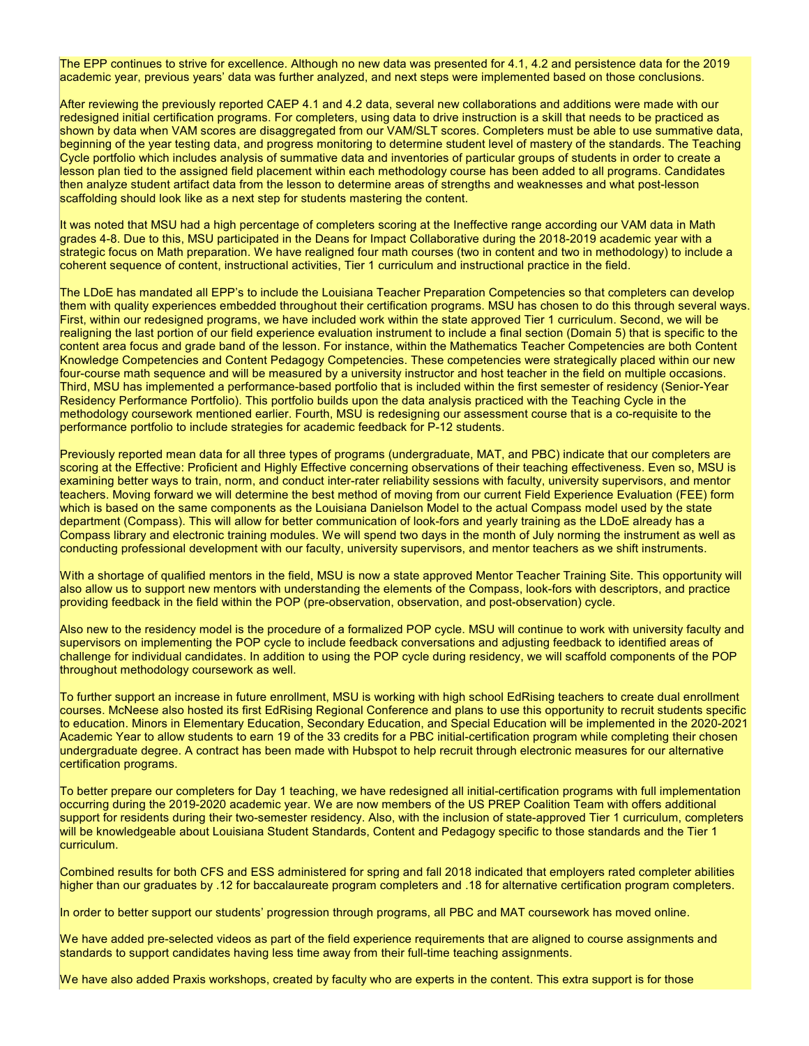The EPP continues to strive for excellence. Although no new data was presented for 4.1, 4.2 and persistence data for the 2019 academic year, previous years' data was further analyzed, and next steps were implemented based on those conclusions.

After reviewing the previously reported CAEP 4.1 and 4.2 data, several new collaborations and additions were made with our redesigned initial certification programs. For completers, using data to drive instruction is a skill that needs to be practiced as shown by data when VAM scores are disaggregated from our VAM/SLT scores. Completers must be able to use summative data, beginning of the year testing data, and progress monitoring to determine student level of mastery of the standards. The Teaching Cycle portfolio which includes analysis of summative data and inventories of particular groups of students in order to create a lesson plan tied to the assigned field placement within each methodology course has been added to all programs. Candidates then analyze student artifact data from the lesson to determine areas of strengths and weaknesses and what post-lesson scaffolding should look like as a next step for students mastering the content.

It was noted that MSU had a high percentage of completers scoring at the Ineffective range according our VAM data in Math grades 4-8. Due to this, MSU participated in the Deans for Impact Collaborative during the 2018-2019 academic year with a strategic focus on Math preparation. We have realigned four math courses (two in content and two in methodology) to include a coherent sequence of content, instructional activities, Tier 1 curriculum and instructional practice in the field.

The LDoE has mandated all EPP's to include the Louisiana Teacher Preparation Competencies so that completers can develop them with quality experiences embedded throughout their certification programs. MSU has chosen to do this through several ways. First, within our redesigned programs, we have included work within the state approved Tier 1 curriculum. Second, we will be realigning the last portion of our field experience evaluation instrument to include a final section (Domain 5) that is specific to the content area focus and grade band of the lesson. For instance, within the Mathematics Teacher Competencies are both Content Knowledge Competencies and Content Pedagogy Competencies. These competencies were strategically placed within our new four-course math sequence and will be measured by a university instructor and host teacher in the field on multiple occasions. Third, MSU has implemented a performance-based portfolio that is included within the first semester of residency (Senior-Year Residency Performance Portfolio). This portfolio builds upon the data analysis practiced with the Teaching Cycle in the methodology coursework mentioned earlier. Fourth, MSU is redesigning our assessment course that is a co-requisite to the performance portfolio to include strategies for academic feedback for P-12 students.

Previously reported mean data for all three types of programs (undergraduate, MAT, and PBC) indicate that our completers are scoring at the Effective: Proficient and Highly Effective concerning observations of their teaching effectiveness. Even so, MSU is examining better ways to train, norm, and conduct inter-rater reliability sessions with faculty, university supervisors, and mentor teachers. Moving forward we will determine the best method of moving from our current Field Experience Evaluation (FEE) form which is based on the same components as the Louisiana Danielson Model to the actual Compass model used by the state department (Compass). This will allow for better communication of look-fors and yearly training as the LDoE already has a Compass library and electronic training modules. We will spend two days in the month of July norming the instrument as well as conducting professional development with our faculty, university supervisors, and mentor teachers as we shift instruments.

With a shortage of qualified mentors in the field, MSU is now a state approved Mentor Teacher Training Site. This opportunity will also allow us to support new mentors with understanding the elements of the Compass, look-fors with descriptors, and practice providing feedback in the field within the POP (pre-observation, observation, and post-observation) cycle.

Also new to the residency model is the procedure of a formalized POP cycle. MSU will continue to work with university faculty and supervisors on implementing the POP cycle to include feedback conversations and adjusting feedback to identified areas of challenge for individual candidates. In addition to using the POP cycle during residency, we will scaffold components of the POP throughout methodology coursework as well.

To further support an increase in future enrollment, MSU is working with high school EdRising teachers to create dual enrollment courses. McNeese also hosted its first EdRising Regional Conference and plans to use this opportunity to recruit students specific to education. Minors in Elementary Education, Secondary Education, and Special Education will be implemented in the 2020-2021 Academic Year to allow students to earn 19 of the 33 credits for a PBC initial-certification program while completing their chosen undergraduate degree. A contract has been made with Hubspot to help recruit through electronic measures for our alternative certification programs.

To better prepare our completers for Day 1 teaching, we have redesigned all initial-certification programs with full implementation occurring during the 2019-2020 academic year. We are now members of the US PREP Coalition Team with offers additional support for residents during their two-semester residency. Also, with the inclusion of state-approved Tier 1 curriculum, completers will be knowledgeable about Louisiana Student Standards, Content and Pedagogy specific to those standards and the Tier 1 curriculum.

Combined results for both CFS and ESS administered for spring and fall 2018 indicated that employers rated completer abilities higher than our graduates by .12 for baccalaureate program completers and .18 for alternative certification program completers.

In order to better support our students' progression through programs, all PBC and MAT coursework has moved online.

We have added pre-selected videos as part of the field experience requirements that are aligned to course assignments and standards to support candidates having less time away from their full-time teaching assignments.

We have also added Praxis workshops, created by faculty who are experts in the content. This extra support is for those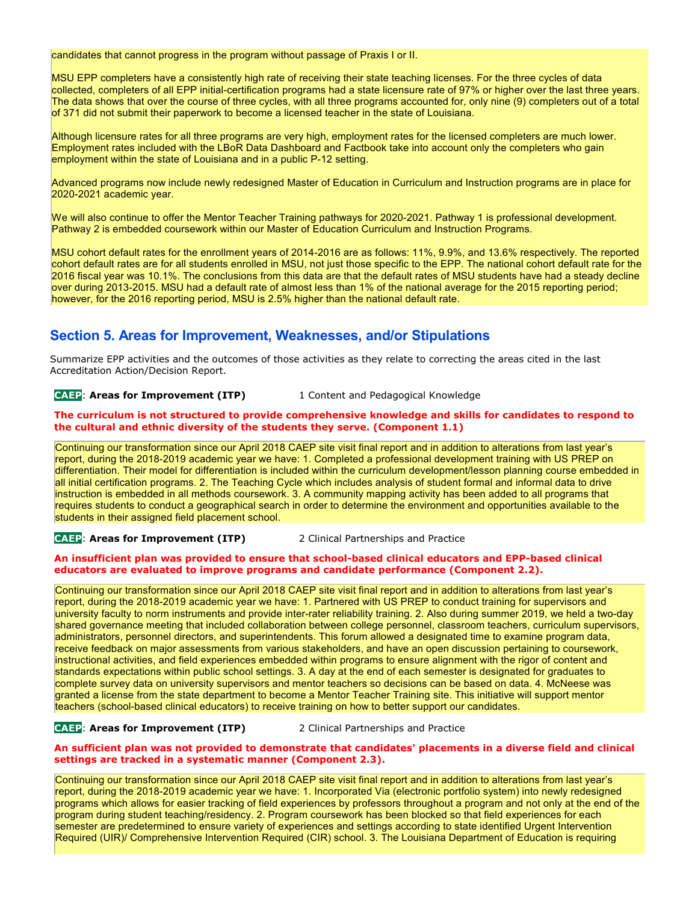candidates that cannot progress in the program without passage of Praxis I or II.

MSU EPP completers have a consistently high rate of receiving their state teaching licenses. For the three cycles of data collected, completers of all EPP initial-certification programs had a state licensure rate of 97% or higher over the last three years. The data shows that over the course of three cycles, with all three programs accounted for, only nine (9) completers out of a total of 371 did not submit their paperwork to become a licensed teacher in the state of Louisiana.

Although licensure rates for all three programs are very high, employment rates for the licensed completers are much lower. Employment rates included with the LBoR Data Dashboard and Factbook take into account only the completers who gain employment within the state of Louisiana and in a public P-12 setting.

Advanced programs now include newly redesigned Master of Education in Curriculum and Instruction programs are in place for 2020-2021 academic year.

We will also continue to offer the Mentor Teacher Training pathways for 2020-2021. Pathway 1 is professional development. Pathway 2 is embedded coursework within our Master of Education Curriculum and Instruction Programs.

MSU cohort default rates for the enrollment years of 2014-2016 are as follows: 11%, 9.9%, and 13.6% respectively. The reported cohort default rates are for all students enrolled in MSU, not just those specific to the EPP. The national cohort default rate for the 2016 fiscal year was 10.1%. The conclusions from this data are that the default rates of MSU students have had a steady decline over during 2013-2015. MSU had a default rate of almost less than 1% of the national average for the 2015 reporting period; however, for the 2016 reporting period, MSU is 2.5% higher than the national default rate.

## Section 5. Areas for Improvement, Weaknesses, and/or Stipulations

Summarize EPP activities and the outcomes of those activities as they relate to correcting the areas cited in the last Accreditation Action/Decision Report.

**CAEP: Areas for Improvement (ITP)** 1 Content and Pedagogical Knowledge

**The curriculum is not structured to provide comprehensive knowledge and skills for candidates to respond to the cultural and ethnic diversity of the students they serve. (Component 1.1)**

Continuing our transformation since our April 2018 CAEP site visit final report and in addition to alterations from last year's report, during the 2018-2019 academic year we have: 1. Completed a professional development training with US PREP on differentiation. Their model for differentiation is included within the curriculum development/lesson planning course embedded in all initial certification programs. 2. The Teaching Cycle which includes analysis of student formal and informal data to drive instruction is embedded in all methods coursework. 3. A community mapping activity has been added to all programs that requires students to conduct a geographical search in order to determine the environment and opportunities available to the students in their assigned field placement school.

**CAEP: Areas for Improvement (ITP)** 2 Clinical Partnerships and Practice

**An insufficient plan was provided to ensure that school-based clinical educators and EPP-based clinical educators are evaluated to improve programs and candidate performance (Component 2.2).**

Continuing our transformation since our April 2018 CAEP site visit final report and in addition to alterations from last year's report, during the 2018-2019 academic year we have: 1. Partnered with US PREP to conduct training for supervisors and university faculty to norm instruments and provide inter-rater reliability training. 2. Also during summer 2019, we held a two-day shared governance meeting that included collaboration between college personnel, classroom teachers, curriculum supervisors, administrators, personnel directors, and superintendents. This forum allowed a designated time to examine program data, receive feedback on major assessments from various stakeholders, and have an open discussion pertaining to coursework, instructional activities, and field experiences embedded within programs to ensure alignment with the rigor of content and standards expectations within public school settings. 3. A day at the end of each semester is designated for graduates to complete survey data on university supervisors and mentor teachers so decisions can be based on data. 4. McNeese was granted a license from the state department to become a Mentor Teacher Training site. This initiative will support mentor teachers (school-based clinical educators) to receive training on how to better support our candidates.

**CAEP: Areas for Improvement (ITP)** 2 Clinical Partnerships and Practice

**An sufficient plan was not provided to demonstrate that candidates' placements in a diverse field and clinical settings are tracked in a systematic manner (Component 2.3).**

Continuing our transformation since our April 2018 CAEP site visit final report and in addition to alterations from last year's report, during the 2018-2019 academic year we have: 1. Incorporated Via (electronic portfolio system) into newly redesigned programs which allows for easier tracking of field experiences by professors throughout a program and not only at the end of the program during student teaching/residency. 2. Program coursework has been blocked so that field experiences for each semester are predetermined to ensure variety of experiences and settings according to state identified Urgent Intervention Required (UIR)/ Comprehensive Intervention Required (CIR) school. 3. The Louisiana Department of Education is requiring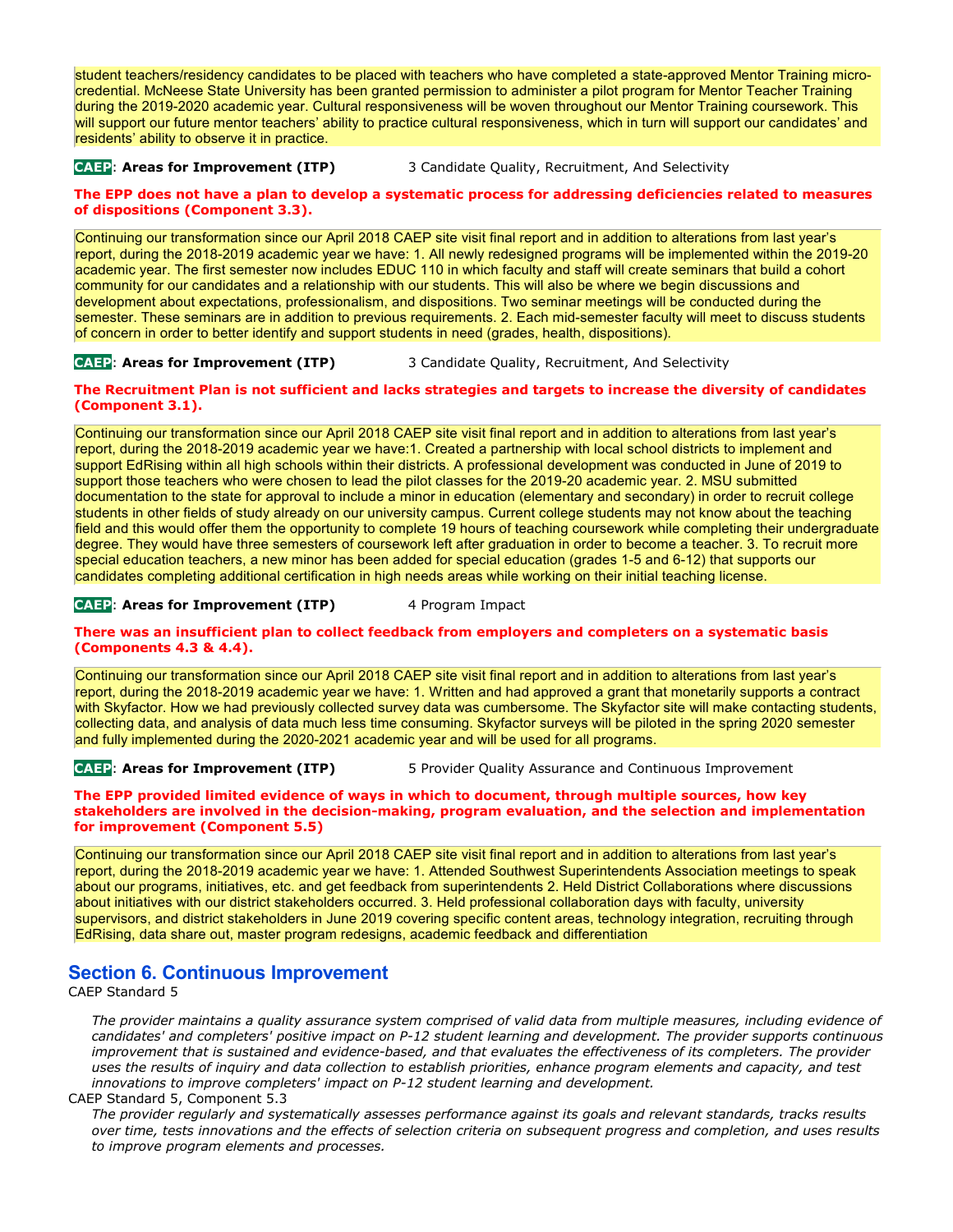student teachers/residency candidates to be placed with teachers who have completed a state-approved Mentor Training micro-credential. McNeese State University has been granted permission to administer a pilot program for Mentor Teacher Training during the 2019-2020 academic year. Cultural responsiveness will be woven throughout our Mentor Training coursework. This will support our future mentor teachers' ability to practice cultural responsiveness, which in turn will support our candidates' and residents' ability to observe it in practice.

**CAEP: Areas for Improvement (ITP)** 3 Candidate Quality, Recruitment, And Selectivity

**The EPP does not have a plan to develop a systematic process for addressing deficiencies related to measures of dispositions (Component 3.3).**

Continuing our transformation since our April 2018 CAEP site visit final report and in addition to alterations from last year's report, during the 2018-2019 academic year we have: 1. All newly redesigned programs will be implemented within the 2019-20 academic year. The first semester now includes EDUC 110 in which faculty and staff will create seminars that build a cohort community for our candidates and a relationship with our students. This will also be where we begin discussions and development about expectations, professionalism, and dispositions. Two seminar meetings will be conducted during the semester. These seminars are in addition to previous requirements. 2. Each mid-semester faculty will meet to discuss students of concern in order to better identify and support students in need (grades, health, dispositions).

**CAEP: Areas for Improvement (ITP)** 3 Candidate Quality, Recruitment, And Selectivity

**The Recruitment Plan is not sufficient and lacks strategies and targets to increase the diversity of candidates (Component 3.1).**

Continuing our transformation since our April 2018 CAEP site visit final report and in addition to alterations from last year's report, during the 2018-2019 academic year we have:1. Created a partnership with local school districts to implement and support EdRising within all high schools within their districts. A professional development was conducted in June of 2019 to support those teachers who were chosen to lead the pilot classes for the 2019-20 academic year. 2. MSU submitted documentation to the state for approval to include a minor in education (elementary and secondary) in order to recruit college students in other fields of study already on our university campus. Current college students may not know about the teaching field and this would offer them the opportunity to complete 19 hours of teaching coursework while completing their undergraduate degree. They would have three semesters of coursework left after graduation in order to become a teacher. 3. To recruit more special education teachers, a new minor has been added for special education (grades 1-5 and 6-12) that supports our candidates completing additional certification in high needs areas while working on their initial teaching license.

**CAEP: Areas for Improvement (ITP)** 4 Program Impact

**There was an insufficient plan to collect feedback from employers and completers on a systematic basis (Components 4.3 & 4.4).**

Continuing our transformation since our April 2018 CAEP site visit final report and in addition to alterations from last year's report, during the 2018-2019 academic year we have: 1. Written and had approved a grant that monetarily supports a contract with Skyfactor. How we had previously collected survey data was cumbersome. The Skyfactor site will make contacting students, collecting data, and analysis of data much less time consuming. Skyfactor surveys will be piloted in the spring 2020 semester and fully implemented during the 2020-2021 academic year and will be used for all programs.

**CAEP: Areas for Improvement (ITP)** 5 Provider Quality Assurance and Continuous Improvement

**The EPP provided limited evidence of ways in which to document, through multiple sources, how key stakeholders are involved in the decision-making, program evaluation, and the selection and implementation for improvement (Component 5.5)**

Continuing our transformation since our April 2018 CAEP site visit final report and in addition to alterations from last year's report, during the 2018-2019 academic year we have: 1. Attended Southwest Superintendents Association meetings to speak about our programs, initiatives, etc. and get feedback from superintendents 2. Held District Collaborations where discussions about initiatives with our district stakeholders occurred. 3. Held professional collaboration days with faculty, university supervisors, and district stakeholders in June 2019 covering specific content areas, technology integration, recruiting through EdRising, data share out, master program redesigns, academic feedback and differentiation

## Section 6. Continuous Improvement

CAEP Standard 5

*The provider maintains a quality assurance system comprised of valid data from multiple measures, including evidence of candidates' and completers' positive impact on P-12 student learning and development. The provider supports continuous improvement that is sustained and evidence-based, and that evaluates the effectiveness of its completers. The provider uses the results of inquiry and data collection to establish priorities, enhance program elements and capacity, and test innovations to improve completers' impact on P-12 student learning and development.*

CAEP Standard 5, Component 5.3

*The provider regularly and systematically assesses performance against its goals and relevant standards, tracks results over time, tests innovations and the effects of selection criteria on subsequent progress and completion, and uses results to improve program elements and processes.*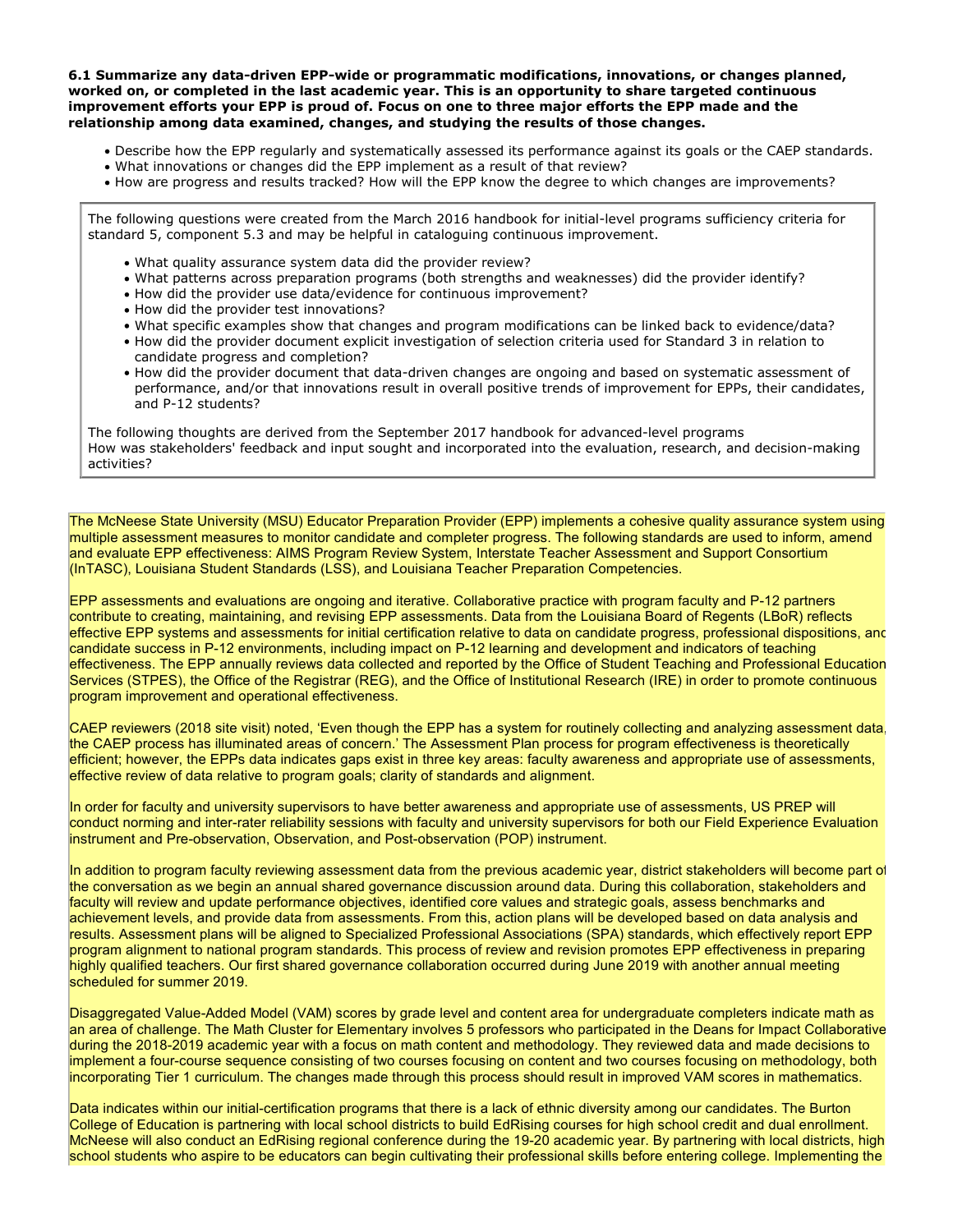**6.1 Summarize any data-driven EPP-wide or programmatic modifications, innovations, or changes planned, worked on, or completed in the last academic year. This is an opportunity to share targeted continuous improvement efforts your EPP is proud of. Focus on one to three major efforts the EPP made and the relationship among data examined, changes, and studying the results of those changes.**

- Describe how the EPP regularly and systematically assessed its performance against its goals or the CAEP standards.
- What innovations or changes did the EPP implement as a result of that review?
- How are progress and results tracked? How will the EPP know the degree to which changes are improvements?

The following questions were created from the March 2016 handbook for initial-level programs sufficiency criteria for standard 5, component 5.3 and may be helpful in cataloguing continuous improvement.

- What quality assurance system data did the provider review?
- What patterns across preparation programs (both strengths and weaknesses) did the provider identify?
- How did the provider use data/evidence for continuous improvement?
- How did the provider test innovations?
- What specific examples show that changes and program modifications can be linked back to evidence/data?
- How did the provider document explicit investigation of selection criteria used for Standard 3 in relation to candidate progress and completion?
- How did the provider document that data-driven changes are ongoing and based on systematic assessment of performance, and/or that innovations result in overall positive trends of improvement for EPPs, their candidates, and P-12 students?

The following thoughts are derived from the September 2017 handbook for advanced-level programs
How was stakeholders' feedback and input sought and incorporated into the evaluation, research, and decision-making activities?

The McNeese State University (MSU) Educator Preparation Provider (EPP) implements a cohesive quality assurance system using multiple assessment measures to monitor candidate and completer progress. The following standards are used to inform, amend and evaluate EPP effectiveness: AIMS Program Review System, Interstate Teacher Assessment and Support Consortium (InTASC), Louisiana Student Standards (LSS), and Louisiana Teacher Preparation Competencies.

EPP assessments and evaluations are ongoing and iterative. Collaborative practice with program faculty and P-12 partners contribute to creating, maintaining, and revising EPP assessments. Data from the Louisiana Board of Regents (LBoR) reflects effective EPP systems and assessments for initial certification relative to data on candidate progress, professional dispositions, and candidate success in P-12 environments, including impact on P-12 learning and development and indicators of teaching effectiveness. The EPP annually reviews data collected and reported by the Office of Student Teaching and Professional Education Services (STPES), the Office of the Registrar (REG), and the Office of Institutional Research (IRE) in order to promote continuous program improvement and operational effectiveness.

CAEP reviewers (2018 site visit) noted, 'Even though the EPP has a system for routinely collecting and analyzing assessment data, the CAEP process has illuminated areas of concern.' The Assessment Plan process for program effectiveness is theoretically efficient; however, the EPPs data indicates gaps exist in three key areas: faculty awareness and appropriate use of assessments, effective review of data relative to program goals; clarity of standards and alignment.

In order for faculty and university supervisors to have better awareness and appropriate use of assessments, US PREP will conduct norming and inter-rater reliability sessions with faculty and university supervisors for both our Field Experience Evaluation instrument and Pre-observation, Observation, and Post-observation (POP) instrument.

In addition to program faculty reviewing assessment data from the previous academic year, district stakeholders will become part of the conversation as we begin an annual shared governance discussion around data. During this collaboration, stakeholders and faculty will review and update performance objectives, identified core values and strategic goals, assess benchmarks and achievement levels, and provide data from assessments. From this, action plans will be developed based on data analysis and results. Assessment plans will be aligned to Specialized Professional Associations (SPA) standards, which effectively report EPP program alignment to national program standards. This process of review and revision promotes EPP effectiveness in preparing highly qualified teachers. Our first shared governance collaboration occurred during June 2019 with another annual meeting scheduled for summer 2019.

Disaggregated Value-Added Model (VAM) scores by grade level and content area for undergraduate completers indicate math as an area of challenge. The Math Cluster for Elementary involves 5 professors who participated in the Deans for Impact Collaborative during the 2018-2019 academic year with a focus on math content and methodology. They reviewed data and made decisions to implement a four-course sequence consisting of two courses focusing on content and two courses focusing on methodology, both incorporating Tier 1 curriculum. The changes made through this process should result in improved VAM scores in mathematics.

Data indicates within our initial-certification programs that there is a lack of ethnic diversity among our candidates. The Burton College of Education is partnering with local school districts to build EdRising courses for high school credit and dual enrollment. McNeese will also conduct an EdRising regional conference during the 19-20 academic year. By partnering with local districts, high school students who aspire to be educators can begin cultivating their professional skills before entering college. Implementing the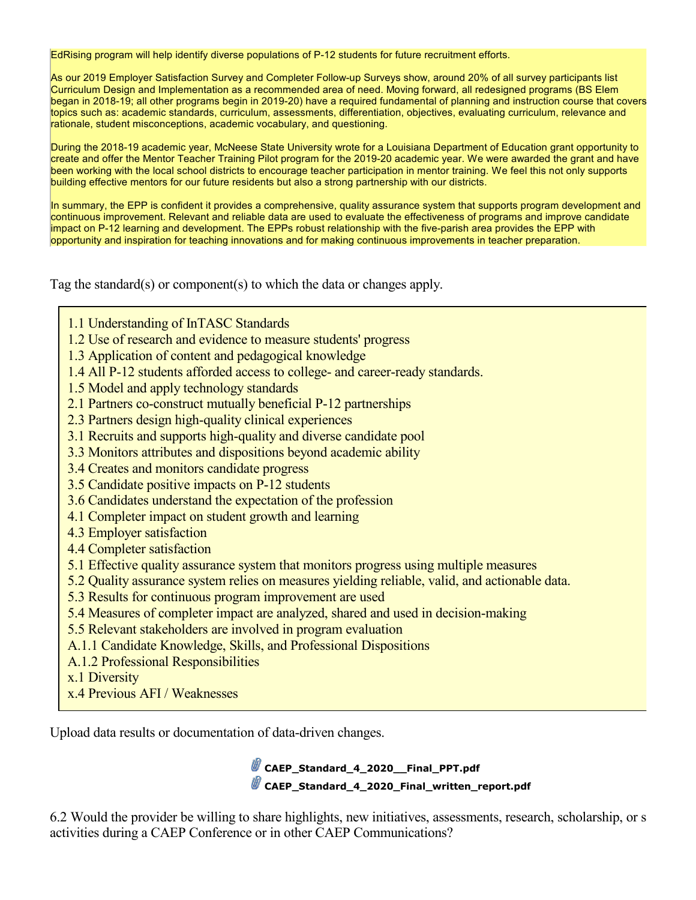EdRising program will help identify diverse populations of P-12 students for future recruitment efforts.

As our 2019 Employer Satisfaction Survey and Completer Follow-up Surveys show, around 20% of all survey participants list Curriculum Design and Implementation as a recommended area of need. Moving forward, all redesigned programs (BS Elem began in 2018-19; all other programs begin in 2019-20) have a required fundamental of planning and instruction course that covers topics such as: academic standards, curriculum, assessments, differentiation, objectives, evaluating curriculum, relevance and rationale, student misconceptions, academic vocabulary, and questioning.

During the 2018-19 academic year, McNeese State University wrote for a Louisiana Department of Education grant opportunity to create and offer the Mentor Teacher Training Pilot program for the 2019-20 academic year. We were awarded the grant and have been working with the local school districts to encourage teacher participation in mentor training. We feel this not only supports building effective mentors for our future residents but also a strong partnership with our districts.

In summary, the EPP is confident it provides a comprehensive, quality assurance system that supports program development and continuous improvement. Relevant and reliable data are used to evaluate the effectiveness of programs and improve candidate impact on P-12 learning and development. The EPPs robust relationship with the five-parish area provides the EPP with opportunity and inspiration for teaching innovations and for making continuous improvements in teacher preparation.

Tag the standard(s) or component(s) to which the data or changes apply.

1.1 Understanding of InTASC Standards
1.2 Use of research and evidence to measure students' progress
1.3 Application of content and pedagogical knowledge
1.4 All P-12 students afforded access to college- and career-ready standards.
1.5 Model and apply technology standards
2.1 Partners co-construct mutually beneficial P-12 partnerships
2.3 Partners design high-quality clinical experiences
3.1 Recruits and supports high-quality and diverse candidate pool
3.3 Monitors attributes and dispositions beyond academic ability
3.4 Creates and monitors candidate progress
3.5 Candidate positive impacts on P-12 students
3.6 Candidates understand the expectation of the profession
4.1 Completer impact on student growth and learning
4.3 Employer satisfaction
4.4 Completer satisfaction
5.1 Effective quality assurance system that monitors progress using multiple measures
5.2 Quality assurance system relies on measures yielding reliable, valid, and actionable data.
5.3 Results for continuous program improvement are used
5.4 Measures of completer impact are analyzed, shared and used in decision-making
5.5 Relevant stakeholders are involved in program evaluation
A.1.1 Candidate Knowledge, Skills, and Professional Dispositions
A.1.2 Professional Responsibilities
x.1 Diversity
x.4 Previous AFI / Weaknesses

Upload data results or documentation of data-driven changes.

**CAEP_Standard_4_2020__Final_PPT.pdf**
**CAEP_Standard_4_2020_Final_written_report.pdf**

6.2 Would the provider be willing to share highlights, new initiatives, assessments, research, scholarship, or s activities during a CAEP Conference or in other CAEP Communications?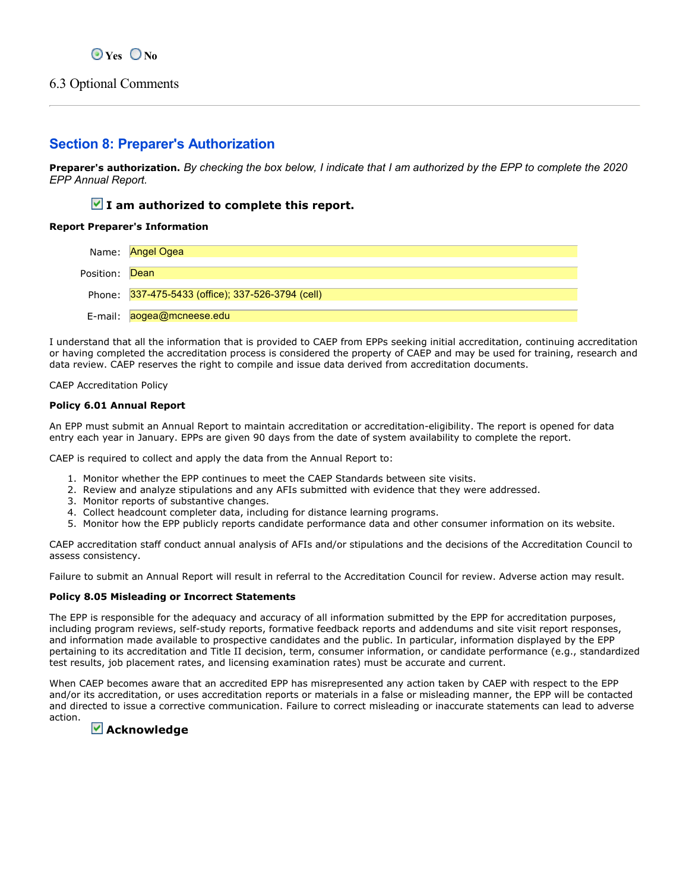◉ Yes ○ No

6.3 Optional Comments

---

## Section 8: Preparer's Authorization

**Preparer's authorization.** *By checking the box below, I indicate that I am authorized by the EPP to complete the 2020 EPP Annual Report.*

☑ **I am authorized to complete this report.**

**Report Preparer's Information**

Name: Angel Ogea

Position: Dean

Phone: 337-475-5433 (office); 337-526-3794 (cell)

E-mail: aogea@mcneese.edu

I understand that all the information that is provided to CAEP from EPPs seeking initial accreditation, continuing accreditation or having completed the accreditation process is considered the property of CAEP and may be used for training, research and data review. CAEP reserves the right to compile and issue data derived from accreditation documents.

CAEP Accreditation Policy

**Policy 6.01 Annual Report**

An EPP must submit an Annual Report to maintain accreditation or accreditation-eligibility. The report is opened for data entry each year in January. EPPs are given 90 days from the date of system availability to complete the report.

CAEP is required to collect and apply the data from the Annual Report to:

1. Monitor whether the EPP continues to meet the CAEP Standards between site visits.
2. Review and analyze stipulations and any AFIs submitted with evidence that they were addressed.
3. Monitor reports of substantive changes.
4. Collect headcount completer data, including for distance learning programs.
5. Monitor how the EPP publicly reports candidate performance data and other consumer information on its website.

CAEP accreditation staff conduct annual analysis of AFIs and/or stipulations and the decisions of the Accreditation Council to assess consistency.

Failure to submit an Annual Report will result in referral to the Accreditation Council for review. Adverse action may result.

**Policy 8.05 Misleading or Incorrect Statements**

The EPP is responsible for the adequacy and accuracy of all information submitted by the EPP for accreditation purposes, including program reviews, self-study reports, formative feedback reports and addendums and site visit report responses, and information made available to prospective candidates and the public. In particular, information displayed by the EPP pertaining to its accreditation and Title II decision, term, consumer information, or candidate performance (e.g., standardized test results, job placement rates, and licensing examination rates) must be accurate and current.

When CAEP becomes aware that an accredited EPP has misrepresented any action taken by CAEP with respect to the EPP and/or its accreditation, or uses accreditation reports or materials in a false or misleading manner, the EPP will be contacted and directed to issue a corrective communication. Failure to correct misleading or inaccurate statements can lead to adverse action.

☑ **Acknowledge**